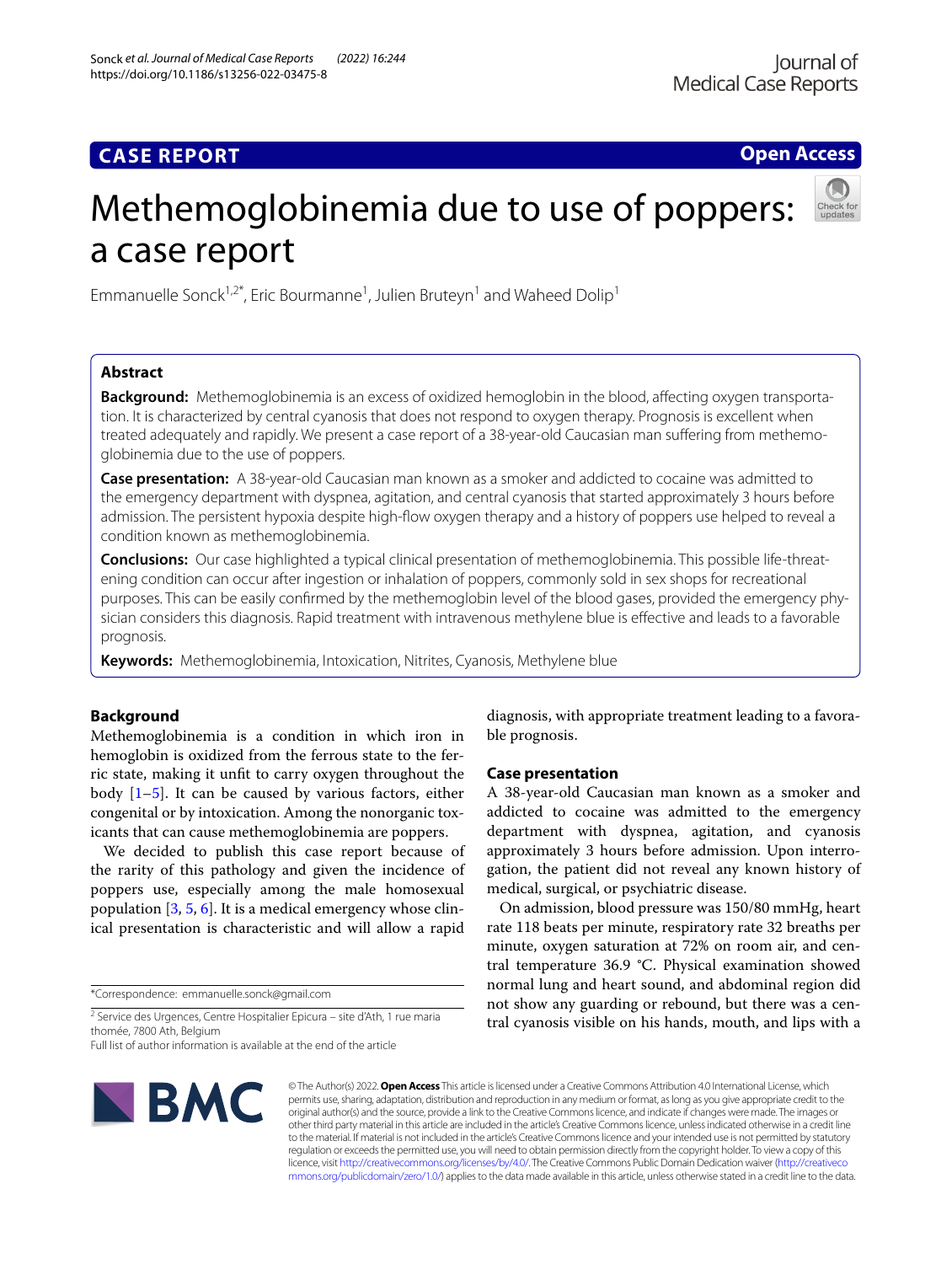CASE REPORT

Open Access

# Methemoglobinemia due to use of poppers: a case report

Emmanuelle Sonck[1,2*], Eric Bourmanne[1], Julien Bruteyn[1] and Waheed Dolip[1]

## Abstract

**Background:** Methemoglobinemia is an excess of oxidized hemoglobin in the blood, affecting oxygen transportation. It is characterized by central cyanosis that does not respond to oxygen therapy. Prognosis is excellent when treated adequately and rapidly. We present a case report of a 38-year-old Caucasian man suffering from methemoglobinemia due to the use of poppers.

**Case presentation:** A 38-year-old Caucasian man known as a smoker and addicted to cocaine was admitted to the emergency department with dyspnea, agitation, and central cyanosis that started approximately 3 hours before admission. The persistent hypoxia despite high-flow oxygen therapy and a history of poppers use helped to reveal a condition known as methemoglobinemia.

**Conclusions:** Our case highlighted a typical clinical presentation of methemoglobinemia. This possible life-threatening condition can occur after ingestion or inhalation of poppers, commonly sold in sex shops for recreational purposes. This can be easily confirmed by the methemoglobin level of the blood gases, provided the emergency physician considers this diagnosis. Rapid treatment with intravenous methylene blue is effective and leads to a favorable prognosis.

**Keywords:** Methemoglobinemia, Intoxication, Nitrites, Cyanosis, Methylene blue

## Background

Methemoglobinemia is a condition in which iron in hemoglobin is oxidized from the ferrous state to the ferric state, making it unfit to carry oxygen throughout the body [1–5]. It can be caused by various factors, either congenital or by intoxication. Among the nonorganic toxicants that can cause methemoglobinemia are poppers.

We decided to publish this case report because of the rarity of this pathology and given the incidence of poppers use, especially among the male homosexual population [3, 5, 6]. It is a medical emergency whose clinical presentation is characteristic and will allow a rapid diagnosis, with appropriate treatment leading to a favorable prognosis.

## Case presentation

A 38-year-old Caucasian man known as a smoker and addicted to cocaine was admitted to the emergency department with dyspnea, agitation, and cyanosis approximately 3 hours before admission. Upon interrogation, the patient did not reveal any known history of medical, surgical, or psychiatric disease.

On admission, blood pressure was 150/80 mmHg, heart rate 118 beats per minute, respiratory rate 32 breaths per minute, oxygen saturation at 72% on room air, and central temperature 36.9 °C. Physical examination showed normal lung and heart sound, and abdominal region did not show any guarding or rebound, but there was a central cyanosis visible on his hands, mouth, and lips with a

*Correspondence: emmanuelle.sonck@gmail.com

[2] Service des Urgences, Centre Hospitalier Epicura – site d'Ath, 1 rue maria thomée, 7800 Ath, Belgium

Full list of author information is available at the end of the article

© The Author(s) 2022. **Open Access** This article is licensed under a Creative Commons Attribution 4.0 International License, which permits use, sharing, adaptation, distribution and reproduction in any medium or format, as long as you give appropriate credit to the original author(s) and the source, provide a link to the Creative Commons licence, and indicate if changes were made. The images or other third party material in this article are included in the article's Creative Commons licence, unless indicated otherwise in a credit line to the material. If material is not included in the article's Creative Commons licence and your intended use is not permitted by statutory regulation or exceeds the permitted use, you will need to obtain permission directly from the copyright holder. To view a copy of this licence, visit http://creativecommons.org/licenses/by/4.0/. The Creative Commons Public Domain Dedication waiver (http://creativecommons.org/publicdomain/zero/1.0/) applies to the data made available in this article, unless otherwise stated in a credit line to the data.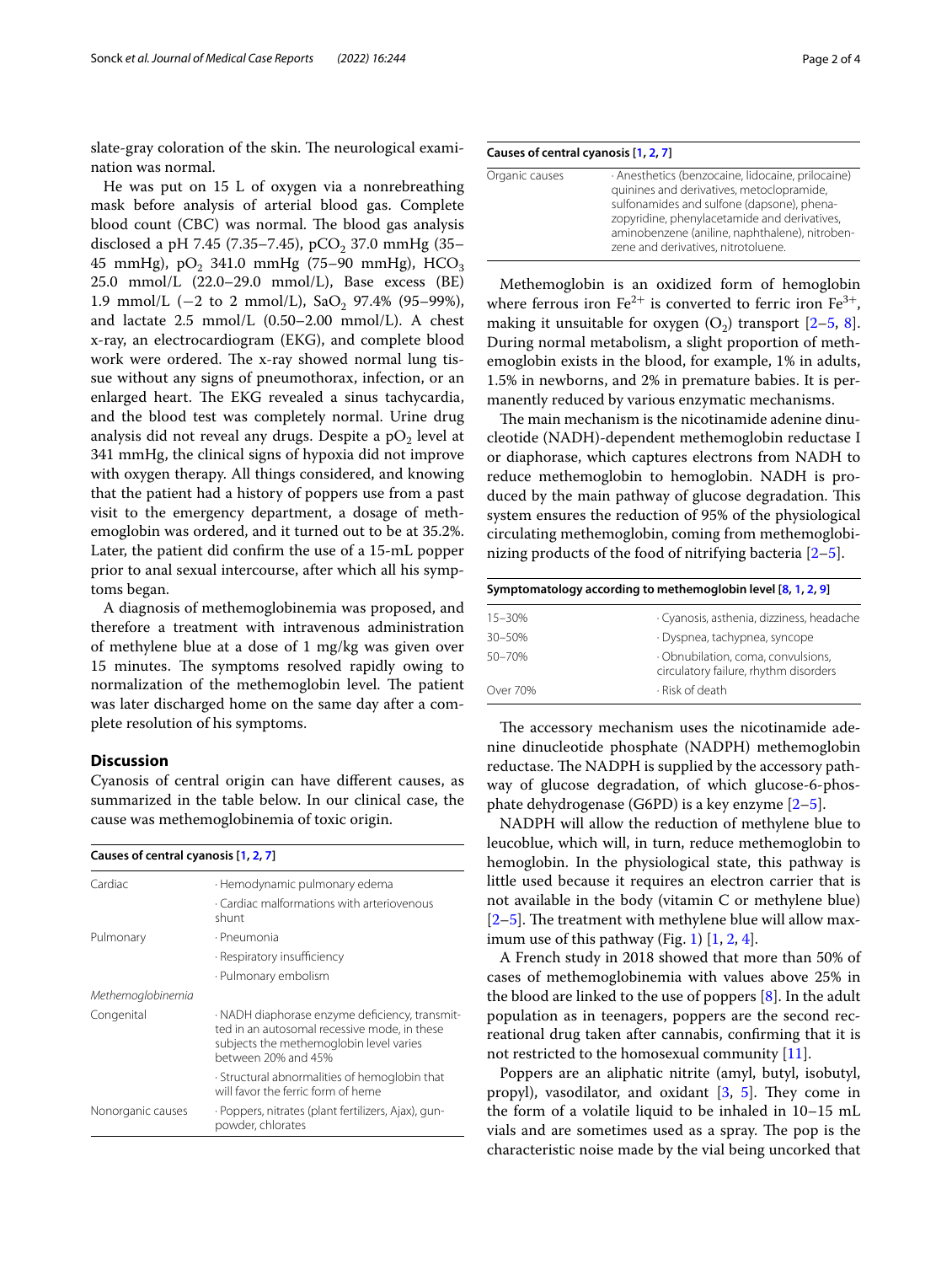slate-gray coloration of the skin. The neurological examination was normal.

He was put on 15 L of oxygen via a nonrebreathing mask before analysis of arterial blood gas. Complete blood count (CBC) was normal. The blood gas analysis disclosed a pH 7.45 (7.35–7.45), $pCO_2$ 37.0 mmHg (35–45 mmHg), $pO_2$ 341.0 mmHg (75–90 mmHg), $HCO_3$ 25.0 mmol/L (22.0–29.0 mmol/L), Base excess (BE) 1.9 mmol/L (−2 to 2 mmol/L), $SaO_2$ 97.4% (95–99%), and lactate 2.5 mmol/L (0.50–2.00 mmol/L). A chest x-ray, an electrocardiogram (EKG), and complete blood work were ordered. The x-ray showed normal lung tissue without any signs of pneumothorax, infection, or an enlarged heart. The EKG revealed a sinus tachycardia, and the blood test was completely normal. Urine drug analysis did not reveal any drugs. Despite a $pO_2$ level at 341 mmHg, the clinical signs of hypoxia did not improve with oxygen therapy. All things considered, and knowing that the patient had a history of poppers use from a past visit to the emergency department, a dosage of methemoglobin was ordered, and it turned out to be at 35.2%. Later, the patient did confirm the use of a 15-mL popper prior to anal sexual intercourse, after which all his symptoms began.

A diagnosis of methemoglobinemia was proposed, and therefore a treatment with intravenous administration of methylene blue at a dose of 1 mg/kg was given over 15 minutes. The symptoms resolved rapidly owing to normalization of the methemoglobin level. The patient was later discharged home on the same day after a complete resolution of his symptoms.

## Discussion

Cyanosis of central origin can have different causes, as summarized in the table below. In our clinical case, the cause was methemoglobinemia of toxic origin.

| Causes of central cyanosis [1, 2, 7] | |
|---|---|
| Cardiac | · Hemodynamic pulmonary edema |
| | · Cardiac malformations with arteriovenous shunt |
| Pulmonary | · Pneumonia |
| | · Respiratory insufficiency |
| | · Pulmonary embolism |
| *Methemoglobinemia* | |
| Congenital | · NADH diaphorase enzyme deficiency, transmitted in an autosomal recessive mode, in these subjects the methemoglobin level varies between 20% and 45% |
| | · Structural abnormalities of hemoglobin that will favor the ferric form of heme |
| Nonorganic causes | · Poppers, nitrates (plant fertilizers, Ajax), gunpowder, chlorates |
| Organic causes | · Anesthetics (benzocaine, lidocaine, prilocaine) quinines and derivatives, metoclopramide, sulfonamides and sulfone (dapsone), phenazopyridine, phenylacetamide and derivatives, aminobenzene (aniline, naphthalene), nitrobenzene and derivatives, nitrotoluene. |

Methemoglobin is an oxidized form of hemoglobin where ferrous iron $Fe^{2+}$ is converted to ferric iron $Fe^{3+}$, making it unsuitable for oxygen ($O_2$) transport [2–5, 8]. During normal metabolism, a slight proportion of methemoglobin exists in the blood, for example, 1% in adults, 1.5% in newborns, and 2% in premature babies. It is permanently reduced by various enzymatic mechanisms.

The main mechanism is the nicotinamide adenine dinucleotide (NADH)-dependent methemoglobin reductase I or diaphorase, which captures electrons from NADH to reduce methemoglobin to hemoglobin. NADH is produced by the main pathway of glucose degradation. This system ensures the reduction of 95% of the physiological circulating methemoglobin, coming from methemoglobinizing products of the food of nitrifying bacteria [2–5].

| Symptomatology according to methemoglobin level [8, 1, 2, 9] | |
|---|---|
| 15–30% | · Cyanosis, asthenia, dizziness, headache |
| 30–50% | · Dyspnea, tachypnea, syncope |
| 50–70% | · Obnubilation, coma, convulsions, circulatory failure, rhythm disorders |
| Over 70% | · Risk of death |

The accessory mechanism uses the nicotinamide adenine dinucleotide phosphate (NADPH) methemoglobin reductase. The NADPH is supplied by the accessory pathway of glucose degradation, of which glucose-6-phosphate dehydrogenase (G6PD) is a key enzyme [2–5].

NADPH will allow the reduction of methylene blue to leucoblue, which will, in turn, reduce methemoglobin to hemoglobin. In the physiological state, this pathway is little used because it requires an electron carrier that is not available in the body (vitamin C or methylene blue) [2–5]. The treatment with methylene blue will allow maximum use of this pathway (Fig. 1) [1, 2, 4].

A French study in 2018 showed that more than 50% of cases of methemoglobinemia with values above 25% in the blood are linked to the use of poppers [8]. In the adult population as in teenagers, poppers are the second recreational drug taken after cannabis, confirming that it is not restricted to the homosexual community [11].

Poppers are an aliphatic nitrite (amyl, butyl, isobutyl, propyl), vasodilator, and oxidant [3, 5]. They come in the form of a volatile liquid to be inhaled in 10–15 mL vials and are sometimes used as a spray. The pop is the characteristic noise made by the vial being uncorked that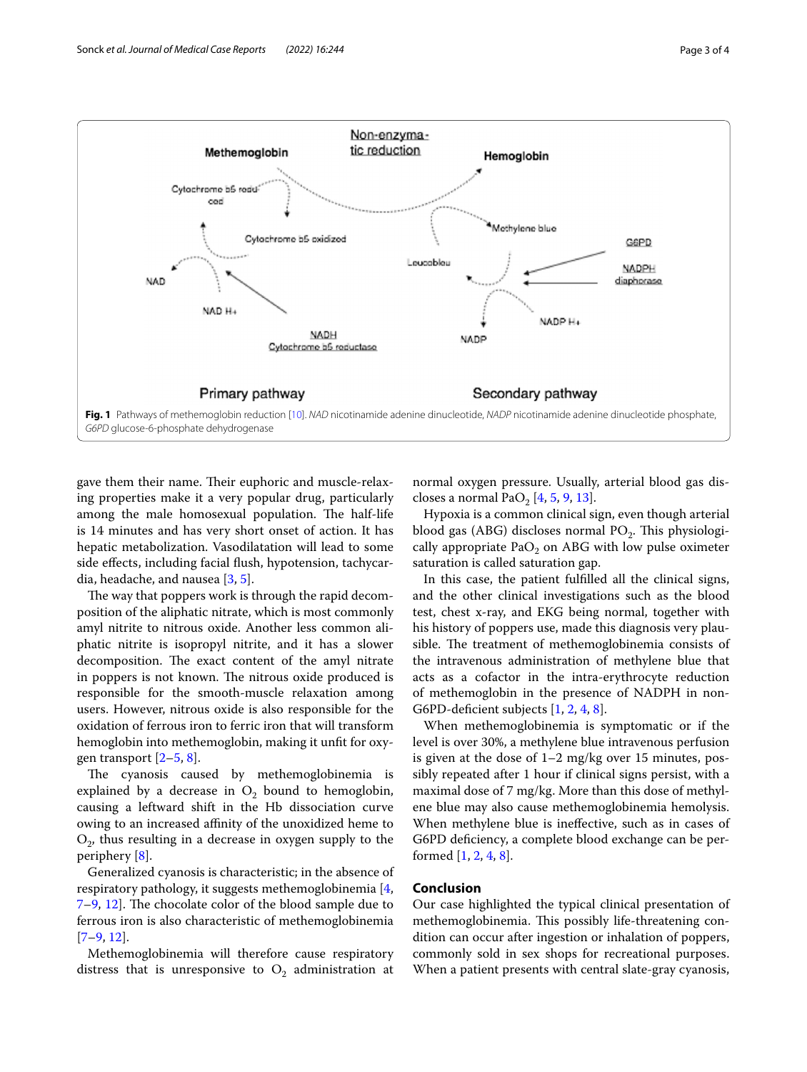Fig. 1 Pathways of methemoglobin reduction [10]. *NAD* nicotinamide adenine dinucleotide, *NADP* nicotinamide adenine dinucleotide phosphate, *G6PD* glucose-6-phosphate dehydrogenase

gave them their name. Their euphoric and muscle-relaxing properties make it a very popular drug, particularly among the male homosexual population. The half-life is 14 minutes and has very short onset of action. It has hepatic metabolization. Vasodilatation will lead to some side effects, including facial flush, hypotension, tachycardia, headache, and nausea [3, 5].

The way that poppers work is through the rapid decomposition of the aliphatic nitrate, which is most commonly amyl nitrite to nitrous oxide. Another less common aliphatic nitrite is isopropyl nitrite, and it has a slower decomposition. The exact content of the amyl nitrate in poppers is not known. The nitrous oxide produced is responsible for the smooth-muscle relaxation among users. However, nitrous oxide is also responsible for the oxidation of ferrous iron to ferric iron that will transform hemoglobin into methemoglobin, making it unfit for oxygen transport [2–5, 8].

The cyanosis caused by methemoglobinemia is explained by a decrease in $O_2$ bound to hemoglobin, causing a leftward shift in the Hb dissociation curve owing to an increased affinity of the unoxidized heme to $O_2$, thus resulting in a decrease in oxygen supply to the periphery [8].

Generalized cyanosis is characteristic; in the absence of respiratory pathology, it suggests methemoglobinemia [4, 7–9, 12]. The chocolate color of the blood sample due to ferrous iron is also characteristic of methemoglobinemia [7–9, 12].

Methemoglobinemia will therefore cause respiratory distress that is unresponsive to $O_2$ administration at normal oxygen pressure. Usually, arterial blood gas discloses a normal $PaO_2$ [4, 5, 9, 13].

Hypoxia is a common clinical sign, even though arterial blood gas (ABG) discloses normal $PO_2$. This physiologically appropriate $PaO_2$ on ABG with low pulse oximeter saturation is called saturation gap.

In this case, the patient fulfilled all the clinical signs, and the other clinical investigations such as the blood test, chest x-ray, and EKG being normal, together with his history of poppers use, made this diagnosis very plausible. The treatment of methemoglobinemia consists of the intravenous administration of methylene blue that acts as a cofactor in the intra-erythrocyte reduction of methemoglobin in the presence of NADPH in non-G6PD-deficient subjects [1, 2, 4, 8].

When methemoglobinemia is symptomatic or if the level is over 30%, a methylene blue intravenous perfusion is given at the dose of 1–2 mg/kg over 15 minutes, possibly repeated after 1 hour if clinical signs persist, with a maximal dose of 7 mg/kg. More than this dose of methylene blue may also cause methemoglobinemia hemolysis. When methylene blue is ineffective, such as in cases of G6PD deficiency, a complete blood exchange can be performed [1, 2, 4, 8].

## Conclusion

Our case highlighted the typical clinical presentation of methemoglobinemia. This possibly life-threatening condition can occur after ingestion or inhalation of poppers, commonly sold in sex shops for recreational purposes. When a patient presents with central slate-gray cyanosis,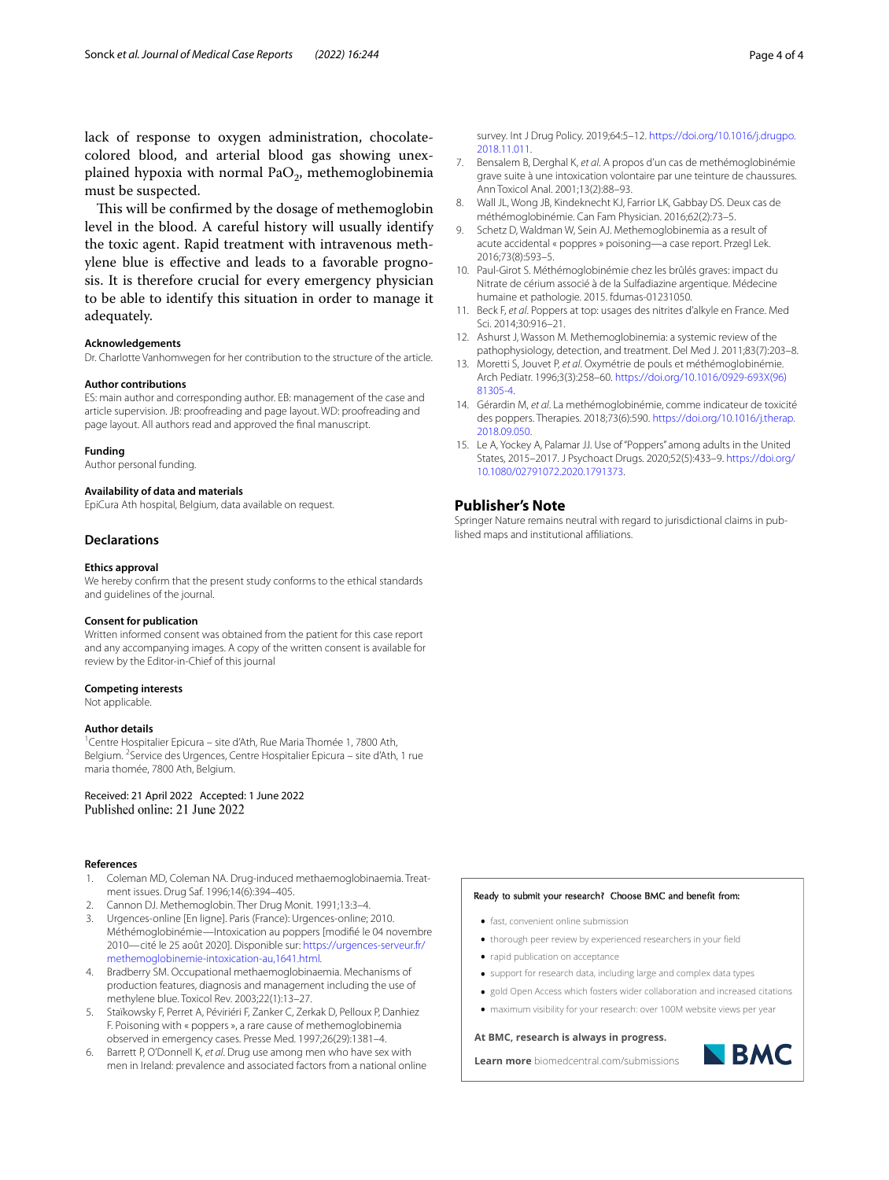lack of response to oxygen administration, chocolate-colored blood, and arterial blood gas showing unexplained hypoxia with normal $PaO_2$, methemoglobinemia must be suspected.

This will be confirmed by the dosage of methemoglobin level in the blood. A careful history will usually identify the toxic agent. Rapid treatment with intravenous methylene blue is effective and leads to a favorable prognosis. It is therefore crucial for every emergency physician to be able to identify this situation in order to manage it adequately.

### Acknowledgements

Dr. Charlotte Vanhomwegen for her contribution to the structure of the article.

### Author contributions

ES: main author and corresponding author. EB: management of the case and article supervision. JB: proofreading and page layout. WD: proofreading and page layout. All authors read and approved the final manuscript.

### Funding

Author personal funding.

### Availability of data and materials

EpiCura Ath hospital, Belgium, data available on request.

## Declarations

### Ethics approval

We hereby confirm that the present study conforms to the ethical standards and guidelines of the journal.

### Consent for publication

Written informed consent was obtained from the patient for this case report and any accompanying images. A copy of the written consent is available for review by the Editor-in-Chief of this journal

### Competing interests

Not applicable.

### Author details

[1]Centre Hospitalier Epicura – site d'Ath, Rue Maria Thomée 1, 7800 Ath, Belgium. [2]Service des Urgences, Centre Hospitalier Epicura – site d'Ath, 1 rue maria thomée, 7800 Ath, Belgium.

Received: 21 April 2022 Accepted: 1 June 2022
Published online: 21 June 2022

### References

1. Coleman MD, Coleman NA. Drug-induced methaemoglobinaemia. Treatment issues. Drug Saf. 1996;14(6):394–405.
2. Cannon DJ. Methemoglobin. Ther Drug Monit. 1991;13:3–4.
3. Urgences-online [En ligne]. Paris (France): Urgences-online; 2010. Méthémoglobinémie—Intoxication au poppers [modifié le 04 novembre 2010—cité le 25 août 2020]. Disponible sur: https://urgences-serveur.fr/methemoglobinemie-intoxication-au,1641.html.
4. Bradberry SM. Occupational methaemoglobinaemia. Mechanisms of production features, diagnosis and management including the use of methylene blue. Toxicol Rev. 2003;22(1):13–27.
5. Staïkowsky F, Perret A, Péviriéri F, Zanker C, Zerkak D, Pelloux P, Danhiez F. Poisoning with « poppers », a rare cause of methemoglobinemia observed in emergency cases. Presse Med. 1997;26(29):1381–4.
6. Barrett P, O'Donnell K, *et al*. Drug use among men who have sex with men in Ireland: prevalence and associated factors from a national online survey. Int J Drug Policy. 2019;64:5–12. https://doi.org/10.1016/j.drugpo.2018.11.011.
7. Bensalem B, Derghal K, *et al*. A propos d'un cas de methémoglobinémie grave suite à une intoxication volontaire par une teinture de chaussures. Ann Toxicol Anal. 2001;13(2):88–93.
8. Wall JL, Wong JB, Kindeknecht KJ, Farrior LK, Gabbay DS. Deux cas de méthémoglobinémie. Can Fam Physician. 2016;62(2):73–5.
9. Schetz D, Waldman W, Sein AJ. Methemoglobinemia as a result of acute accidental « poppres » poisoning—a case report. Przegl Lek. 2016;73(8):593–5.
10. Paul-Girot S. Méthémoglobinémie chez les brûlés graves: impact du Nitrate de cérium associé à de la Sulfadiazine argentique. Médecine humaine et pathologie. 2015. fdumas-01231050.
11. Beck F, *et al*. Poppers at top: usages des nitrites d'alkyle en France. Med Sci. 2014;30:916–21.
12. Ashurst J, Wasson M. Methemoglobinemia: a systemic review of the pathophysiology, detection, and treatment. Del Med J. 2011;83(7):203–8.
13. Moretti S, Jouvet P, *et al*. Oxymétrie de pouls et méthémoglobinémie. Arch Pediatr. 1996;3(3):258–60. https://doi.org/10.1016/0929-693X(96)81305-4.
14. Gérardin M, *et al*. La methémoglobinémie, comme indicateur de toxicité des poppers. Therapies. 2018;73(6):590. https://doi.org/10.1016/j.therap.2018.09.050.
15. Le A, Yockey A, Palamar JJ. Use of "Poppers" among adults in the United States, 2015–2017. J Psychoact Drugs. 2020;52(5):433–9. https://doi.org/10.1080/02791072.2020.1791373.

## Publisher's Note

Springer Nature remains neutral with regard to jurisdictional claims in published maps and institutional affiliations.

Ready to submit your research? Choose BMC and benefit from:

- fast, convenient online submission
- thorough peer review by experienced researchers in your field
- rapid publication on acceptance
- support for research data, including large and complex data types
- gold Open Access which fosters wider collaboration and increased citations
- maximum visibility for your research: over 100M website views per year

**At BMC, research is always in progress.**

**Learn more** biomedcentral.com/submissions

BMC